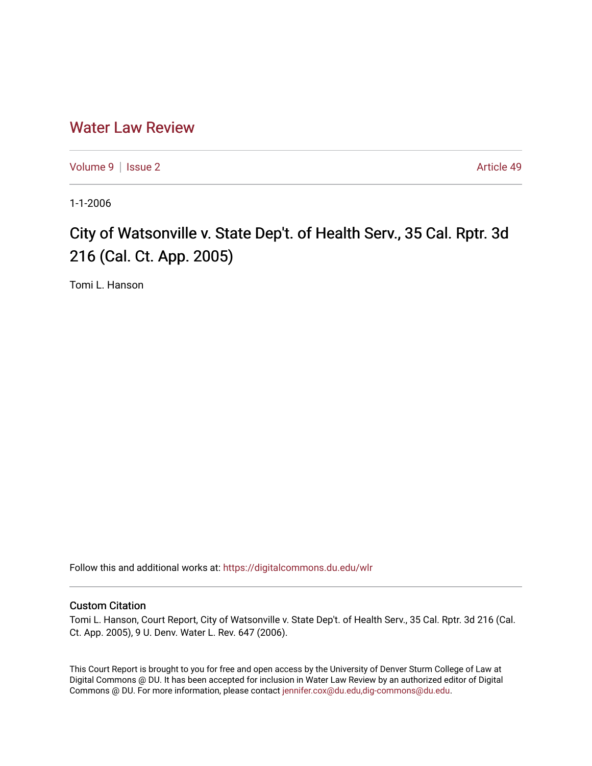# Water Law Review

Volume 9 | Issue 2 Article 49

1-1-2006

## City of Watsonville v. State Dep't. of Health Serv., 35 Cal. Rptr. 3d 216 (Cal. Ct. App. 2005)

Tomi L. Hanson

Follow this and additional works at: https://digitalcommons.du.edu/wlr

### Custom Citation

Tomi L. Hanson, Court Report, City of Watsonville v. State Dep't. of Health Serv., 35 Cal. Rptr. 3d 216 (Cal. Ct. App. 2005), 9 U. Denv. Water L. Rev. 647 (2006).

This Court Report is brought to you for free and open access by the University of Denver Sturm College of Law at Digital Commons @ DU. It has been accepted for inclusion in Water Law Review by an authorized editor of Digital Commons @ DU. For more information, please contact jennifer.cox@du.edu,dig-commons@du.edu.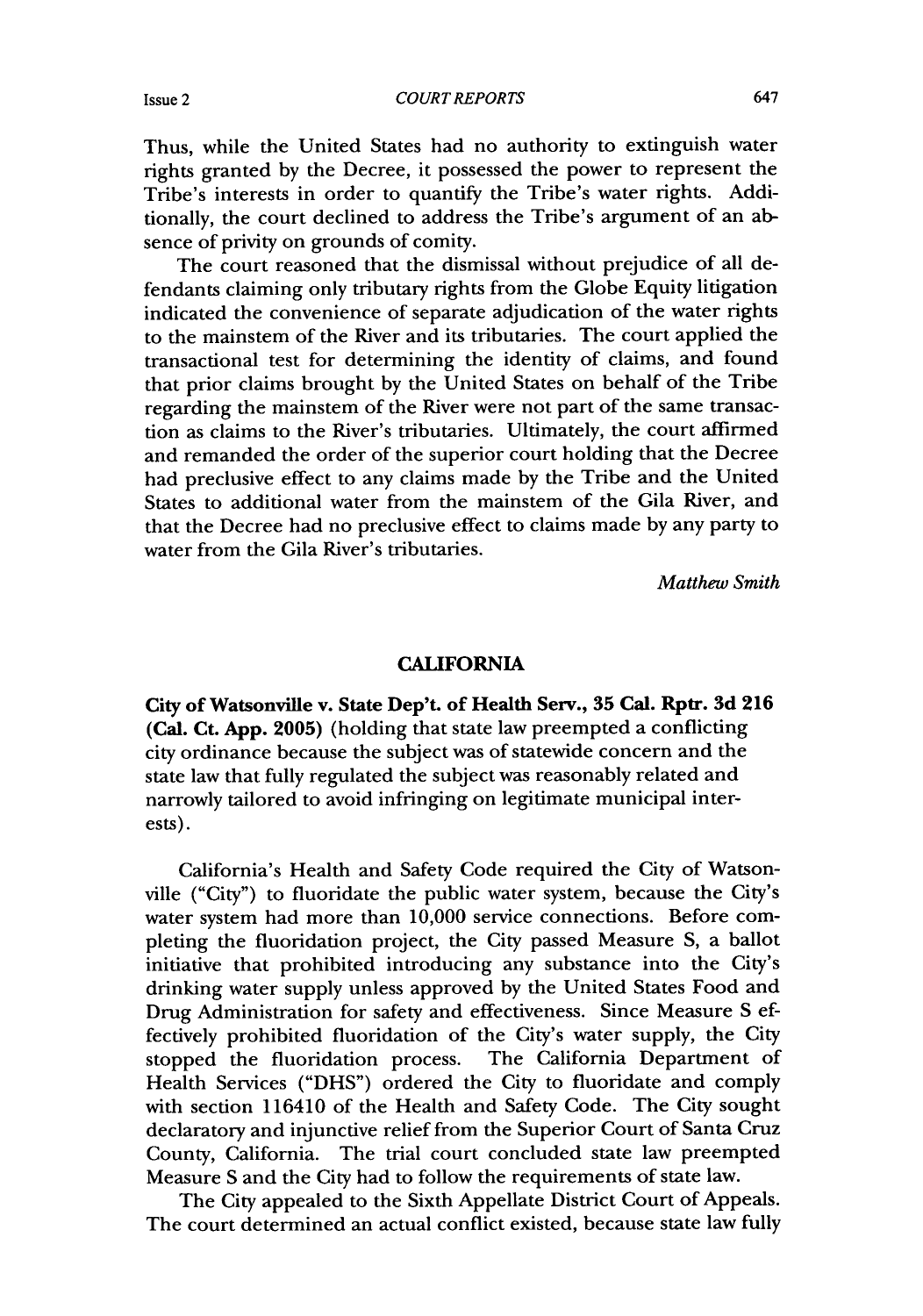Thus, while the United States had no authority to extinguish water rights granted by the Decree, it possessed the power to represent the Tribe's interests in order to quantify the Tribe's water rights. Additionally, the court declined to address the Tribe's argument of an absence of privity on grounds of comity.

The court reasoned that the dismissal without prejudice of all defendants claiming only tributary rights from the Globe Equity litigation indicated the convenience of separate adjudication of the water rights to the mainstem of the River and its tributaries. The court applied the transactional test for determining the identity of claims, and found that prior claims brought by the United States on behalf of the Tribe regarding the mainstem of the River were not part of the same transaction as claims to the River's tributaries. Ultimately, the court affirmed and remanded the order of the superior court holding that the Decree had preclusive effect to any claims made by the Tribe and the United States to additional water from the mainstem of the Gila River, and that the Decree had no preclusive effect to claims made by any party to water from the Gila River's tributaries.

*Matthew Smith*

## CALIFORNIA

**City of Watsonville v. State Dep't. of Health Serv., 35 Cal. Rptr. 3d 216 (Cal. Ct. App. 2005)** (holding that state law preempted a conflicting city ordinance because the subject was of statewide concern and the state law that fully regulated the subject was reasonably related and narrowly tailored to avoid infringing on legitimate municipal interests).

California's Health and Safety Code required the City of Watsonville ("City") to fluoridate the public water system, because the City's water system had more than 10,000 service connections. Before completing the fluoridation project, the City passed Measure S, a ballot initiative that prohibited introducing any substance into the City's drinking water supply unless approved by the United States Food and Drug Administration for safety and effectiveness. Since Measure S effectively prohibited fluoridation of the City's water supply, the City stopped the fluoridation process. The California Department of Health Services ("DHS") ordered the City to fluoridate and comply with section 116410 of the Health and Safety Code. The City sought declaratory and injunctive relief from the Superior Court of Santa Cruz County, California. The trial court concluded state law preempted Measure S and the City had to follow the requirements of state law.

The City appealed to the Sixth Appellate District Court of Appeals. The court determined an actual conflict existed, because state law fully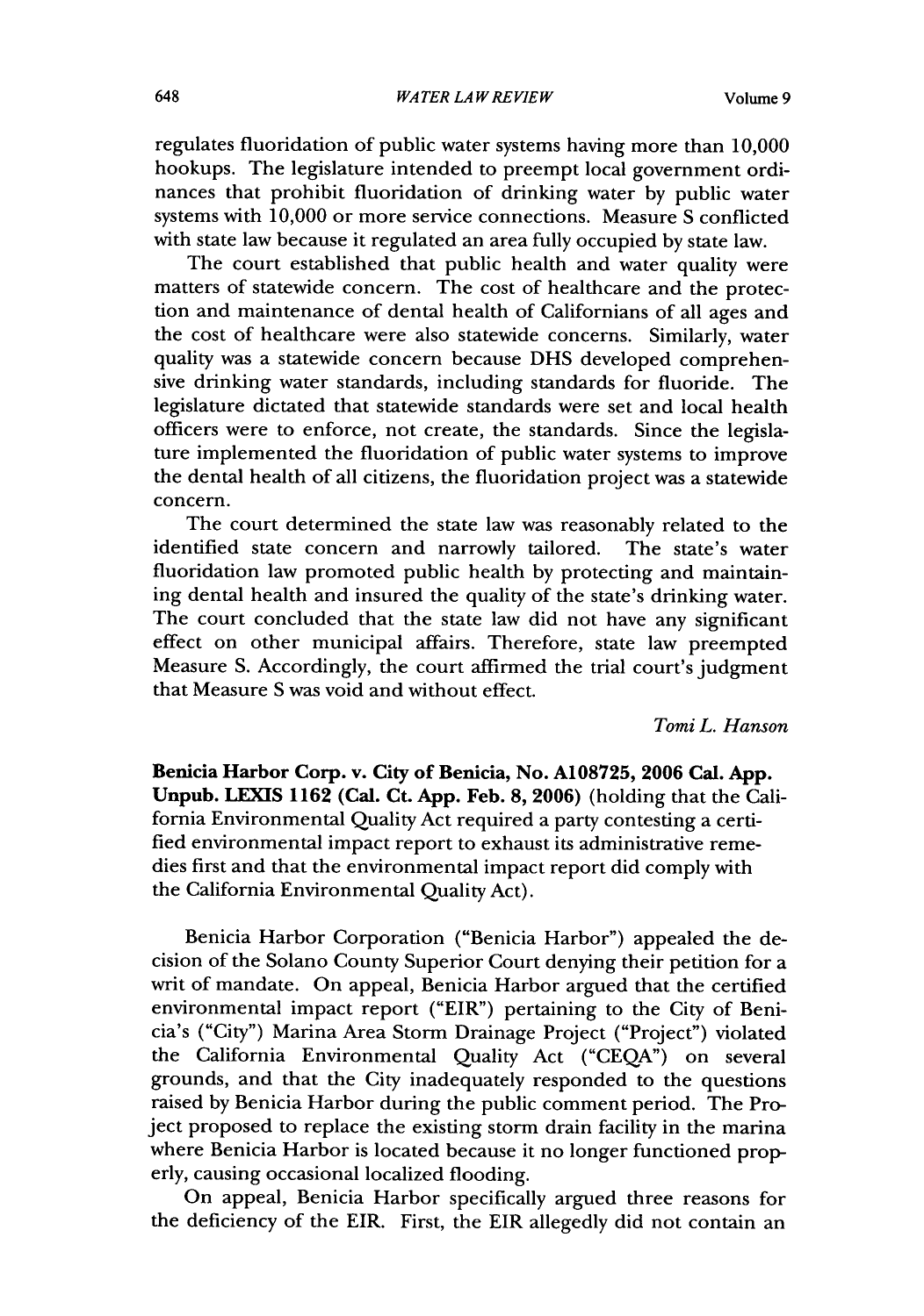regulates fluoridation of public water systems having more than 10,000 hookups. The legislature intended to preempt local government ordinances that prohibit fluoridation of drinking water by public water systems with 10,000 or more service connections. Measure S conflicted with state law because it regulated an area fully occupied by state law.

The court established that public health and water quality were matters of statewide concern. The cost of healthcare and the protection and maintenance of dental health of Californians of all ages and the cost of healthcare were also statewide concerns. Similarly, water quality was a statewide concern because DHS developed comprehensive drinking water standards, including standards for fluoride. The legislature dictated that statewide standards were set and local health officers were to enforce, not create, the standards. Since the legislature implemented the fluoridation of public water systems to improve the dental health of all citizens, the fluoridation project was a statewide concern.

The court determined the state law was reasonably related to the identified state concern and narrowly tailored. The state's water fluoridation law promoted public health by protecting and maintaining dental health and insured the quality of the state's drinking water. The court concluded that the state law did not have any significant effect on other municipal affairs. Therefore, state law preempted Measure S. Accordingly, the court affirmed the trial court's judgment that Measure S was void and without effect.

*Tomi L. Hanson*

**Benicia Harbor Corp. v. City of Benicia, No. A108725, 2006 Cal. App. Unpub. LEXIS 1162 (Cal. Ct. App. Feb. 8, 2006)** (holding that the California Environmental Quality Act required a party contesting a certified environmental impact report to exhaust its administrative remedies first and that the environmental impact report did comply with the California Environmental Quality Act).

Benicia Harbor Corporation ("Benicia Harbor") appealed the decision of the Solano County Superior Court denying their petition for a writ of mandate. On appeal, Benicia Harbor argued that the certified environmental impact report ("EIR") pertaining to the City of Benicia's ("City") Marina Area Storm Drainage Project ("Project") violated the California Environmental Quality Act ("CEQA") on several grounds, and that the City inadequately responded to the questions raised by Benicia Harbor during the public comment period. The Project proposed to replace the existing storm drain facility in the marina where Benicia Harbor is located because it no longer functioned properly, causing occasional localized flooding.

On appeal, Benicia Harbor specifically argued three reasons for the deficiency of the EIR. First, the EIR allegedly did not contain an